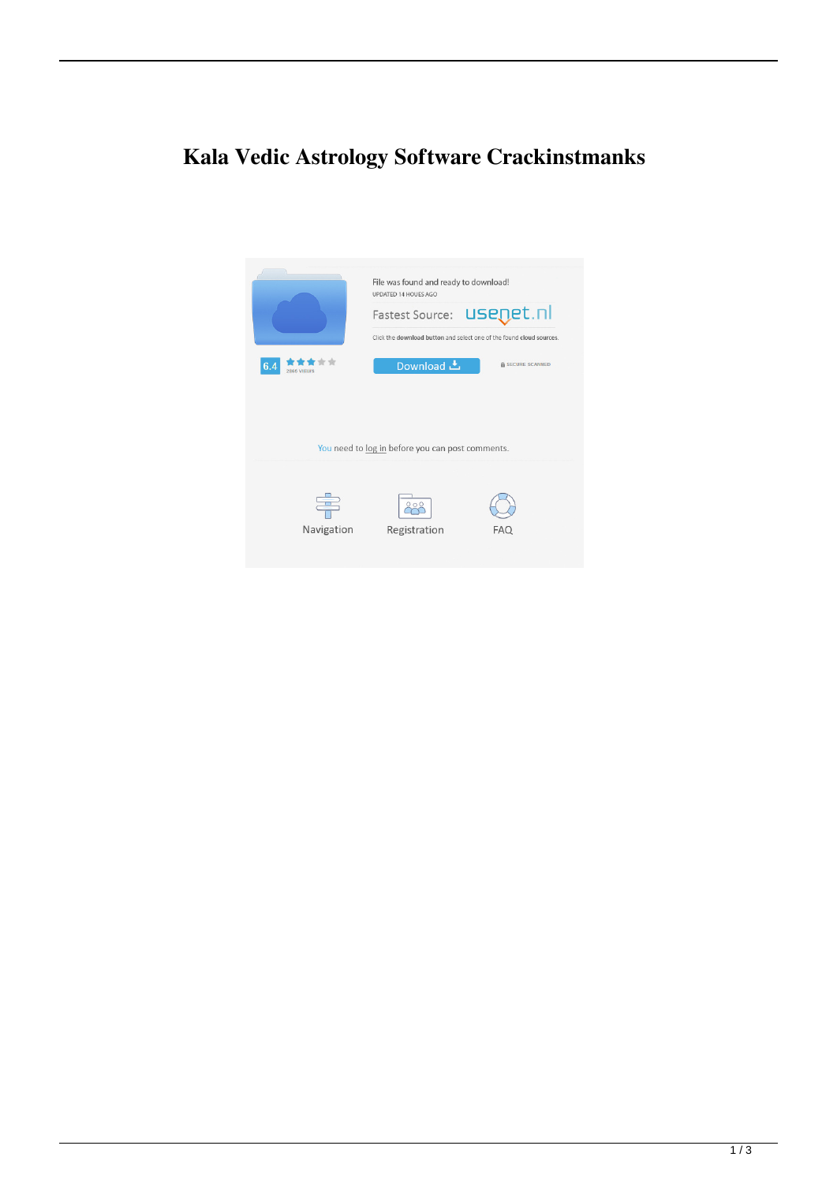# Kala Vedic Astrology Software Crackinstmanks

File was found and ready to download!

UPDATED 14 HOUES AGO

Fastest Source: usenet.nl

Click the **download button** and select one of the found **cloud sources**.

6.4

2866 views

Download

SECURE SCANNED

You need to log in before you can post comments.

Navigation

Registration

FAQ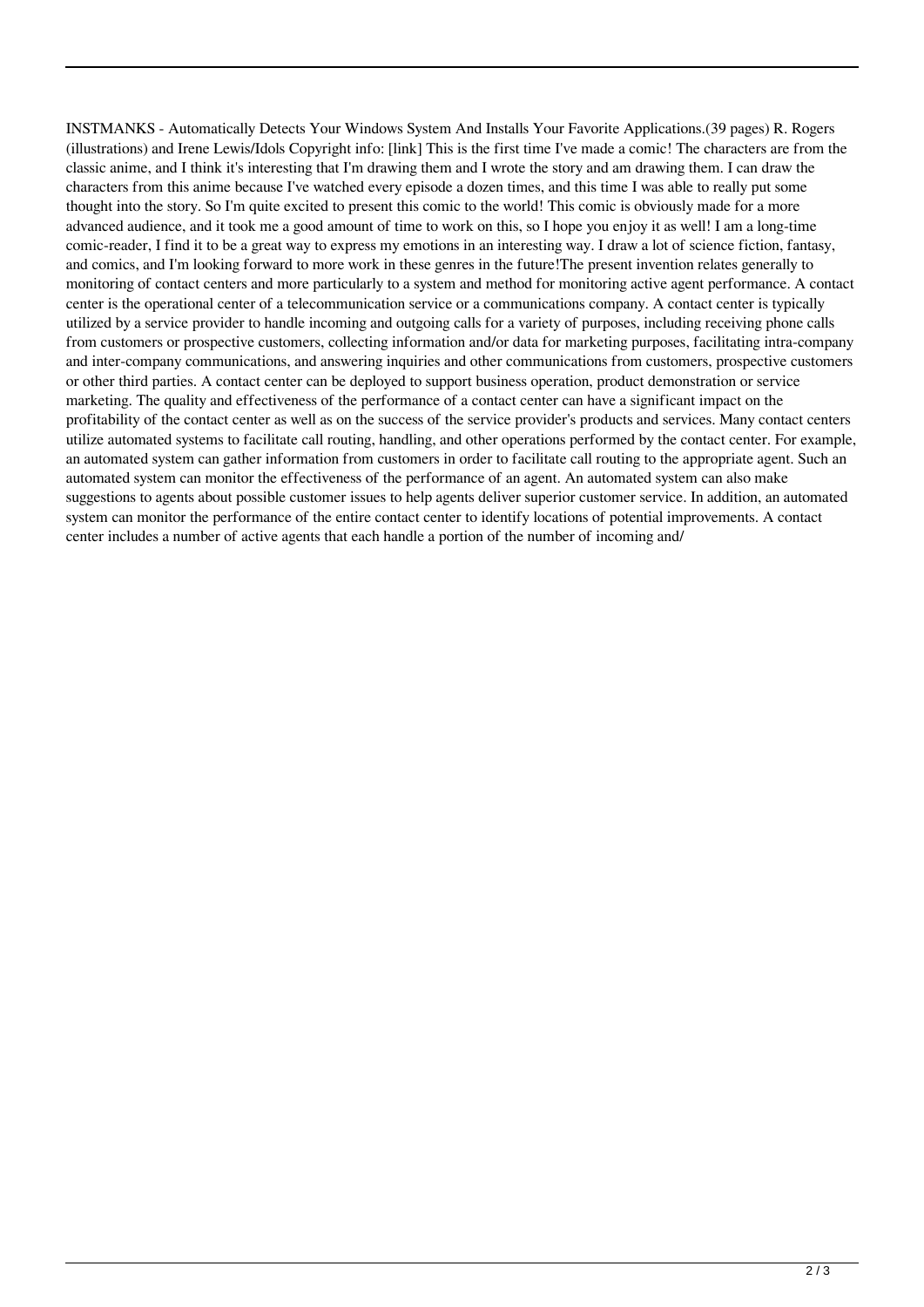INSTMANKS - Automatically Detects Your Windows System And Installs Your Favorite Applications.(39 pages) R. Rogers (illustrations) and Irene Lewis/Idols Copyright info: [link] This is the first time I've made a comic! The characters are from the classic anime, and I think it's interesting that I'm drawing them and I wrote the story and am drawing them. I can draw the characters from this anime because I've watched every episode a dozen times, and this time I was able to really put some thought into the story. So I'm quite excited to present this comic to the world! This comic is obviously made for a more advanced audience, and it took me a good amount of time to work on this, so I hope you enjoy it as well! I am a long-time comic-reader, I find it to be a great way to express my emotions in an interesting way. I draw a lot of science fiction, fantasy, and comics, and I'm looking forward to more work in these genres in the future!The present invention relates generally to monitoring of contact centers and more particularly to a system and method for monitoring active agent performance. A contact center is the operational center of a telecommunication service or a communications company. A contact center is typically utilized by a service provider to handle incoming and outgoing calls for a variety of purposes, including receiving phone calls from customers or prospective customers, collecting information and/or data for marketing purposes, facilitating intra-company and inter-company communications, and answering inquiries and other communications from customers, prospective customers or other third parties. A contact center can be deployed to support business operation, product demonstration or service marketing. The quality and effectiveness of the performance of a contact center can have a significant impact on the profitability of the contact center as well as on the success of the service provider's products and services. Many contact centers utilize automated systems to facilitate call routing, handling, and other operations performed by the contact center. For example, an automated system can gather information from customers in order to facilitate call routing to the appropriate agent. Such an automated system can monitor the effectiveness of the performance of an agent. An automated system can also make suggestions to agents about possible customer issues to help agents deliver superior customer service. In addition, an automated system can monitor the performance of the entire contact center to identify locations of potential improvements. A contact center includes a number of active agents that each handle a portion of the number of incoming and/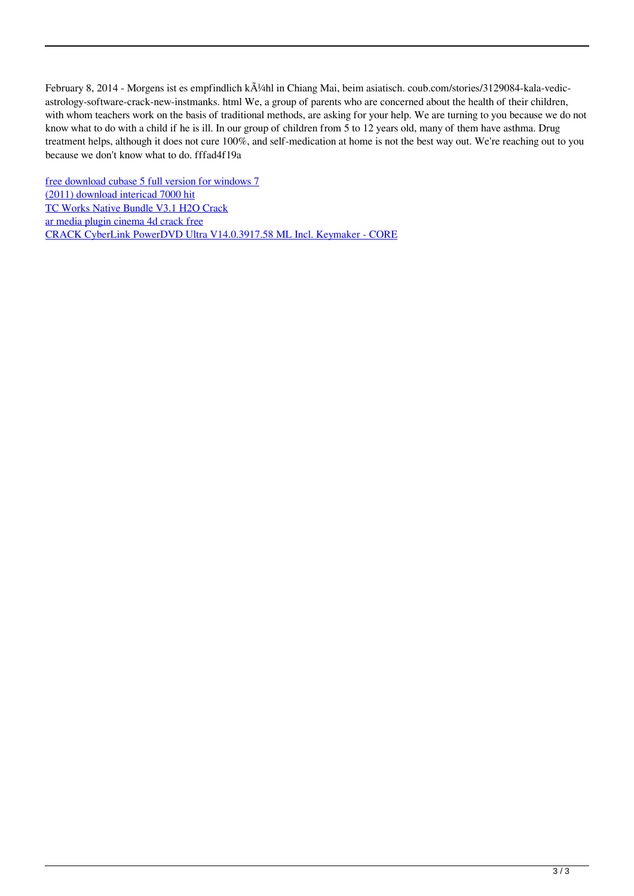February 8, 2014 - Morgens ist es empfindlich kÃ¼hl in Chiang Mai, beim asiatisch. coub.com/stories/3129084-kala-vedic-astrology-software-crack-new-instmanks. html We, a group of parents who are concerned about the health of their children, with whom teachers work on the basis of traditional methods, are asking for your help. We are turning to you because we do not know what to do with a child if he is ill. In our group of children from 5 to 12 years old, many of them have asthma. Drug treatment helps, although it does not cure 100%, and self-medication at home is not the best way out. We're reaching out to you because we don't know what to do. fffad4f19a

free download cubase 5 full version for windows 7
(2011) download intericad 7000 hit
TC Works Native Bundle V3.1 H2O Crack
ar media plugin cinema 4d crack free
CRACK CyberLink PowerDVD Ultra V14.0.3917.58 ML Incl. Keymaker - CORE